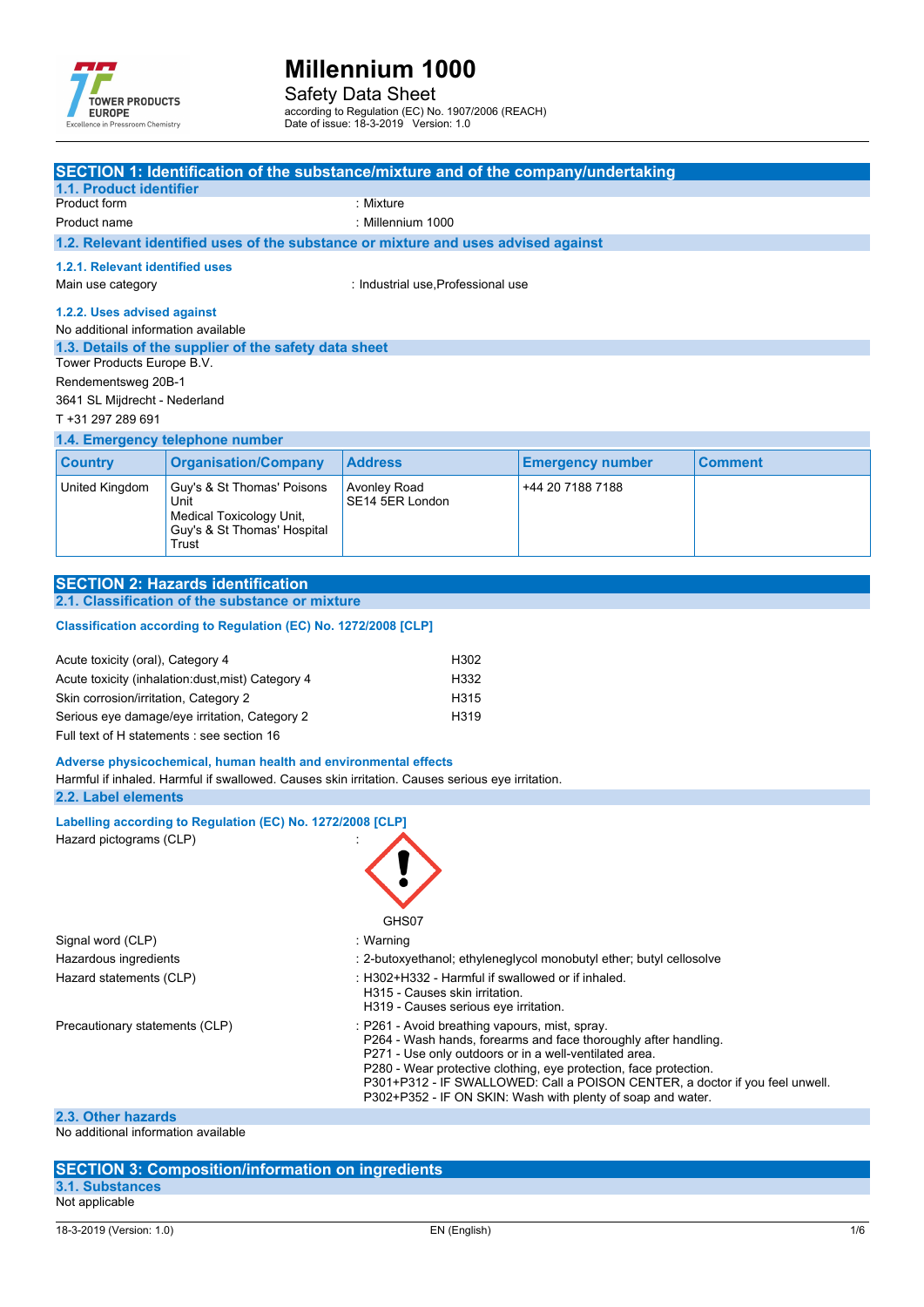# Millennium 1000

Safety Data Sheet

according to Regulation (EC) No. 1907/2006 (REACH)
Date of issue: 18-3-2019 Version: 1.0

## SECTION 1: Identification of the substance/mixture and of the company/undertaking

### 1.1. Product identifier

Product form : Mixture

Product name : Millennium 1000

### 1.2. Relevant identified uses of the substance or mixture and uses advised against

#### 1.2.1. Relevant identified uses

Main use category : Industrial use,Professional use

#### 1.2.2. Uses advised against

No additional information available

### 1.3. Details of the supplier of the safety data sheet

Tower Products Europe B.V.

Rendementsweg 20B-1

3641 SL Mijdrecht - Nederland

T +31 297 289 691

### 1.4. Emergency telephone number

| Country | Organisation/Company | Address | Emergency number | Comment |
|---|---|---|---|---|
| United Kingdom | Guy's & St Thomas' Poisons Unit Medical Toxicology Unit, Guy's & St Thomas' Hospital Trust | Avonley Road SE14 5ER London | +44 20 7188 7188 | |

## SECTION 2: Hazards identification

### 2.1. Classification of the substance or mixture

#### Classification according to Regulation (EC) No. 1272/2008 [CLP]

| | |
|---|---|
| Acute toxicity (oral), Category 4 | H302 |
| Acute toxicity (inhalation:dust,mist) Category 4 | H332 |
| Skin corrosion/irritation, Category 2 | H315 |
| Serious eye damage/eye irritation, Category 2 | H319 |

Full text of H statements : see section 16

#### Adverse physicochemical, human health and environmental effects

Harmful if inhaled. Harmful if swallowed. Causes skin irritation. Causes serious eye irritation.

### 2.2. Label elements

#### Labelling according to Regulation (EC) No. 1272/2008 [CLP]

Hazard pictograms (CLP) :

GHS07

Signal word (CLP) : Warning

Hazardous ingredients : 2-butoxyethanol; ethyleneglycol monobutyl ether; butyl cellosolve

Hazard statements (CLP) :
- H302+H332 - Harmful if swallowed or if inhaled.
- H315 - Causes skin irritation.
- H319 - Causes serious eye irritation.

Precautionary statements (CLP) :
- P261 - Avoid breathing vapours, mist, spray.
- P264 - Wash hands, forearms and face thoroughly after handling.
- P271 - Use only outdoors or in a well-ventilated area.
- P280 - Wear protective clothing, eye protection, face protection.
- P301+P312 - IF SWALLOWED: Call a POISON CENTER, a doctor if you feel unwell.
- P302+P352 - IF ON SKIN: Wash with plenty of soap and water.

### 2.3. Other hazards

No additional information available

## SECTION 3: Composition/information on ingredients

### 3.1. Substances

Not applicable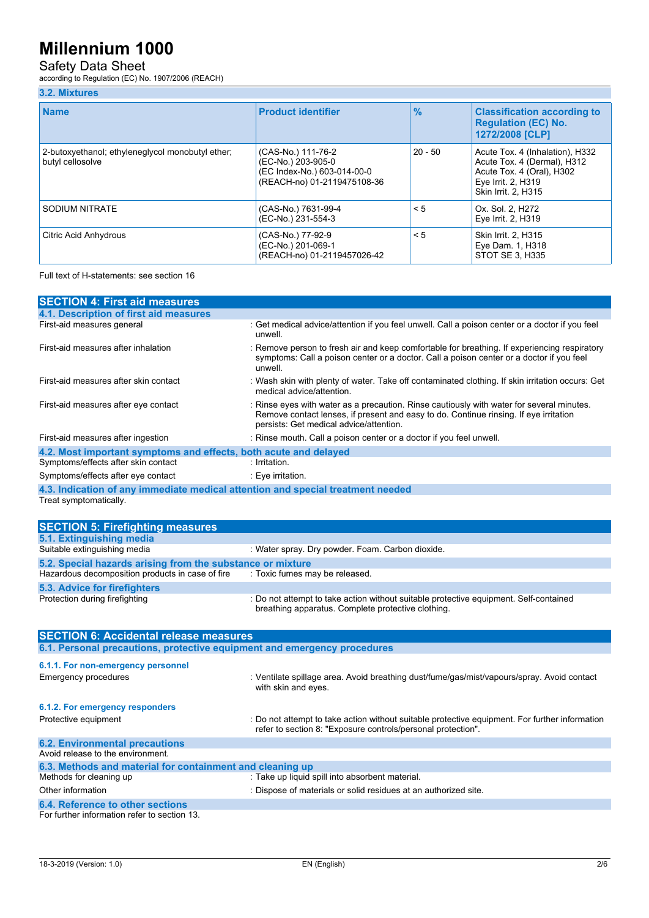### 3.2. Mixtures

| Name | Product identifier | % | Classification according to Regulation (EC) No. 1272/2008 [CLP] |
|---|---|---|---|
| 2-butoxyethanol; ethyleneglycol monobutyl ether; butyl cellosolve | (CAS-No.) 111-76-2<br>(EC-No.) 203-905-0<br>(EC Index-No.) 603-014-00-0<br>(REACH-no) 01-2119475108-36 | 20 - 50 | Acute Tox. 4 (Inhalation), H332<br>Acute Tox. 4 (Dermal), H312<br>Acute Tox. 4 (Oral), H302<br>Eye Irrit. 2, H319<br>Skin Irrit. 2, H315 |
| SODIUM NITRATE | (CAS-No.) 7631-99-4<br>(EC-No.) 231-554-3 | < 5 | Ox. Sol. 2, H272<br>Eye Irrit. 2, H319 |
| Citric Acid Anhydrous | (CAS-No.) 77-92-9<br>(EC-No.) 201-069-1<br>(REACH-no) 01-2119457026-42 | < 5 | Skin Irrit. 2, H315<br>Eye Dam. 1, H318<br>STOT SE 3, H335 |

Full text of H-statements: see section 16

## SECTION 4: First aid measures

### 4.1. Description of first aid measures

First-aid measures general : Get medical advice/attention if you feel unwell. Call a poison center or a doctor if you feel unwell.

First-aid measures after inhalation : Remove person to fresh air and keep comfortable for breathing. If experiencing respiratory symptoms: Call a poison center or a doctor. Call a poison center or a doctor if you feel unwell.

First-aid measures after skin contact : Wash skin with plenty of water. Take off contaminated clothing. If skin irritation occurs: Get medical advice/attention.

First-aid measures after eye contact : Rinse eyes with water as a precaution. Rinse cautiously with water for several minutes. Remove contact lenses, if present and easy to do. Continue rinsing. If eye irritation persists: Get medical advice/attention.

First-aid measures after ingestion : Rinse mouth. Call a poison center or a doctor if you feel unwell.

### 4.2. Most important symptoms and effects, both acute and delayed

Symptoms/effects after skin contact : Irritation.

Symptoms/effects after eye contact : Eye irritation.

### 4.3. Indication of any immediate medical attention and special treatment needed

Treat symptomatically.

## SECTION 5: Firefighting measures

### 5.1. Extinguishing media

Suitable extinguishing media : Water spray. Dry powder. Foam. Carbon dioxide.

### 5.2. Special hazards arising from the substance or mixture

Hazardous decomposition products in case of fire : Toxic fumes may be released.

### 5.3. Advice for firefighters

Protection during firefighting : Do not attempt to take action without suitable protective equipment. Self-contained breathing apparatus. Complete protective clothing.

## SECTION 6: Accidental release measures

### 6.1. Personal precautions, protective equipment and emergency procedures

#### 6.1.1. For non-emergency personnel

Emergency procedures : Ventilate spillage area. Avoid breathing dust/fume/gas/mist/vapours/spray. Avoid contact with skin and eyes.

#### 6.1.2. For emergency responders

Protective equipment : Do not attempt to take action without suitable protective equipment. For further information refer to section 8: "Exposure controls/personal protection".

### 6.2. Environmental precautions

Avoid release to the environment.

### 6.3. Methods and material for containment and cleaning up

Methods for cleaning up : Take up liquid spill into absorbent material.

Other information : Dispose of materials or solid residues at an authorized site.

### 6.4. Reference to other sections

For further information refer to section 13.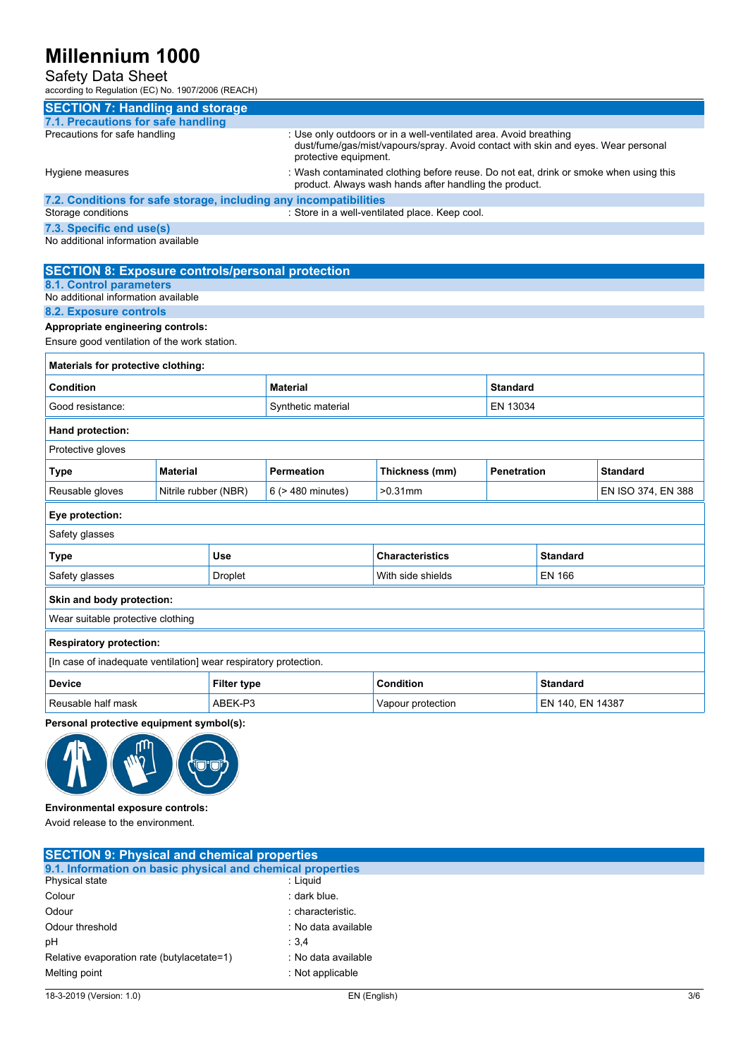## SECTION 7: Handling and storage

### 7.1. Precautions for safe handling

Precautions for safe handling : Use only outdoors or in a well-ventilated area. Avoid breathing dust/fume/gas/mist/vapours/spray. Avoid contact with skin and eyes. Wear personal protective equipment.

Hygiene measures : Wash contaminated clothing before reuse. Do not eat, drink or smoke when using this product. Always wash hands after handling the product.

### 7.2. Conditions for safe storage, including any incompatibilities

Storage conditions : Store in a well-ventilated place. Keep cool.

### 7.3. Specific end use(s)

No additional information available

## SECTION 8: Exposure controls/personal protection

### 8.1. Control parameters

No additional information available

### 8.2. Exposure controls

**Appropriate engineering controls:**

Ensure good ventilation of the work station.

**Materials for protective clothing:**

| Condition | Material | Standard |
|---|---|---|
| Good resistance: | Synthetic material | EN 13034 |

**Hand protection:**

Protective gloves

| Type | Material | Permeation | Thickness (mm) | Penetration | Standard |
|---|---|---|---|---|---|
| Reusable gloves | Nitrile rubber (NBR) | 6 (> 480 minutes) | >0.31mm | | EN ISO 374, EN 388 |

**Eye protection:**

Safety glasses

| Type | Use | Characteristics | Standard |
|---|---|---|---|
| Safety glasses | Droplet | With side shields | EN 166 |

**Skin and body protection:**

Wear suitable protective clothing

**Respiratory protection:**

[In case of inadequate ventilation] wear respiratory protection.

| Device | Filter type | Condition | Standard |
|---|---|---|---|
| Reusable half mask | ABEK-P3 | Vapour protection | EN 140, EN 14387 |

**Personal protective equipment symbol(s):**

**Environmental exposure controls:**

Avoid release to the environment.

## SECTION 9: Physical and chemical properties

### 9.1. Information on basic physical and chemical properties

| | |
|---|---|
| Physical state | : Liquid |
| Colour | : dark blue. |
| Odour | : characteristic. |
| Odour threshold | : No data available |
| pH | : 3,4 |
| Relative evaporation rate (butylacetate=1) | : No data available |
| Melting point | : Not applicable |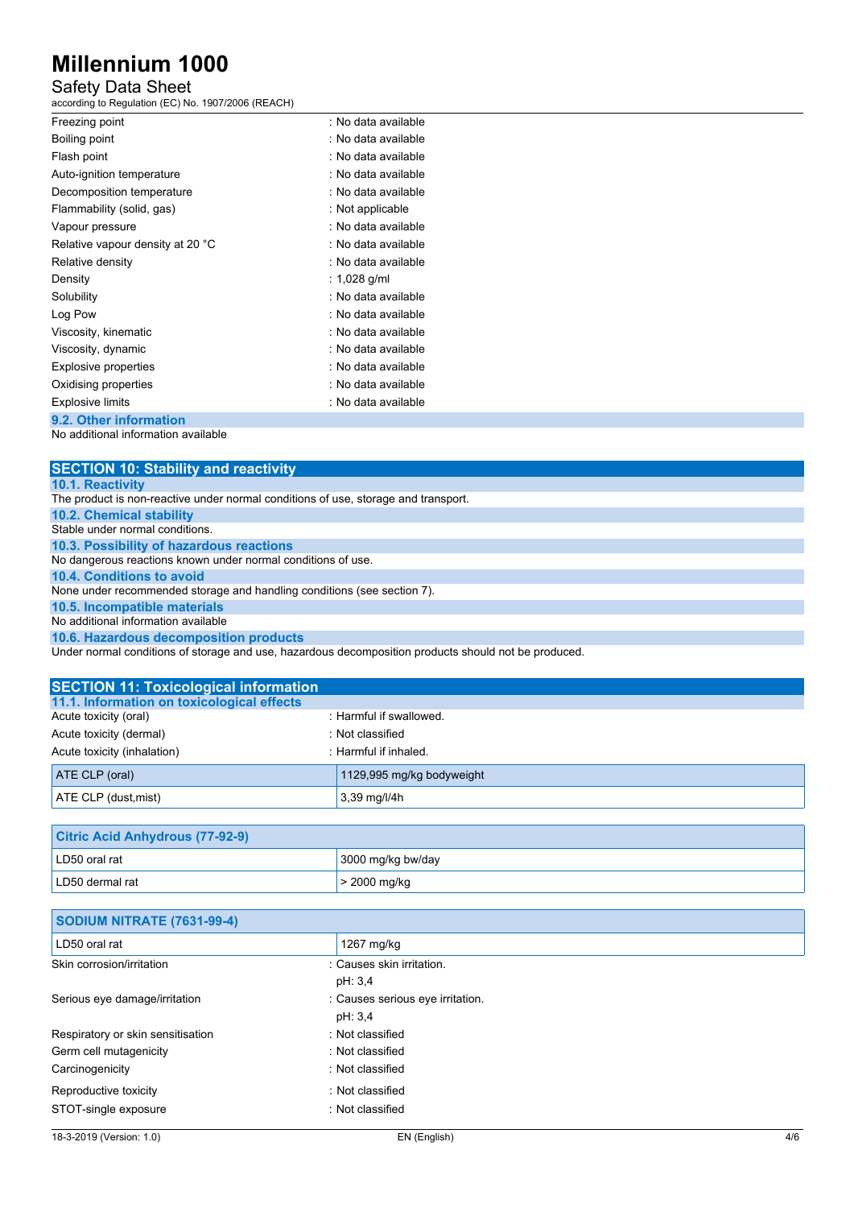| | |
|---|---|
| Freezing point | : No data available |
| Boiling point | : No data available |
| Flash point | : No data available |
| Auto-ignition temperature | : No data available |
| Decomposition temperature | : No data available |
| Flammability (solid, gas) | : Not applicable |
| Vapour pressure | : No data available |
| Relative vapour density at 20 °C | : No data available |
| Relative density | : No data available |
| Density | : 1,028 g/ml |
| Solubility | : No data available |
| Log Pow | : No data available |
| Viscosity, kinematic | : No data available |
| Viscosity, dynamic | : No data available |
| Explosive properties | : No data available |
| Oxidising properties | : No data available |
| Explosive limits | : No data available |

### 9.2. Other information

No additional information available

## SECTION 10: Stability and reactivity

### 10.1. Reactivity

The product is non-reactive under normal conditions of use, storage and transport.

### 10.2. Chemical stability

Stable under normal conditions.

### 10.3. Possibility of hazardous reactions

No dangerous reactions known under normal conditions of use.

### 10.4. Conditions to avoid

None under recommended storage and handling conditions (see section 7).

### 10.5. Incompatible materials

No additional information available

### 10.6. Hazardous decomposition products

Under normal conditions of storage and use, hazardous decomposition products should not be produced.

## SECTION 11: Toxicological information

### 11.1. Information on toxicological effects

| | |
|---|---|
| Acute toxicity (oral) | : Harmful if swallowed. |
| Acute toxicity (dermal) | : Not classified |
| Acute toxicity (inhalation) | : Harmful if inhaled. |

| | |
|---|---|
| ATE CLP (oral) | 1129,995 mg/kg bodyweight |
| ATE CLP (dust,mist) | 3,39 mg/l/4h |

| Citric Acid Anhydrous (77-92-9) | |
|---|---|
| LD50 oral rat | 3000 mg/kg bw/day |
| LD50 dermal rat | > 2000 mg/kg |

| SODIUM NITRATE (7631-99-4) | |
|---|---|
| LD50 oral rat | 1267 mg/kg |

| | |
|---|---|
| Skin corrosion/irritation | : Causes skin irritation.<br>pH: 3,4 |
| Serious eye damage/irritation | : Causes serious eye irritation.<br>pH: 3,4 |
| Respiratory or skin sensitisation | : Not classified |
| Germ cell mutagenicity | : Not classified |
| Carcinogenicity | : Not classified |
| Reproductive toxicity | : Not classified |
| STOT-single exposure | : Not classified |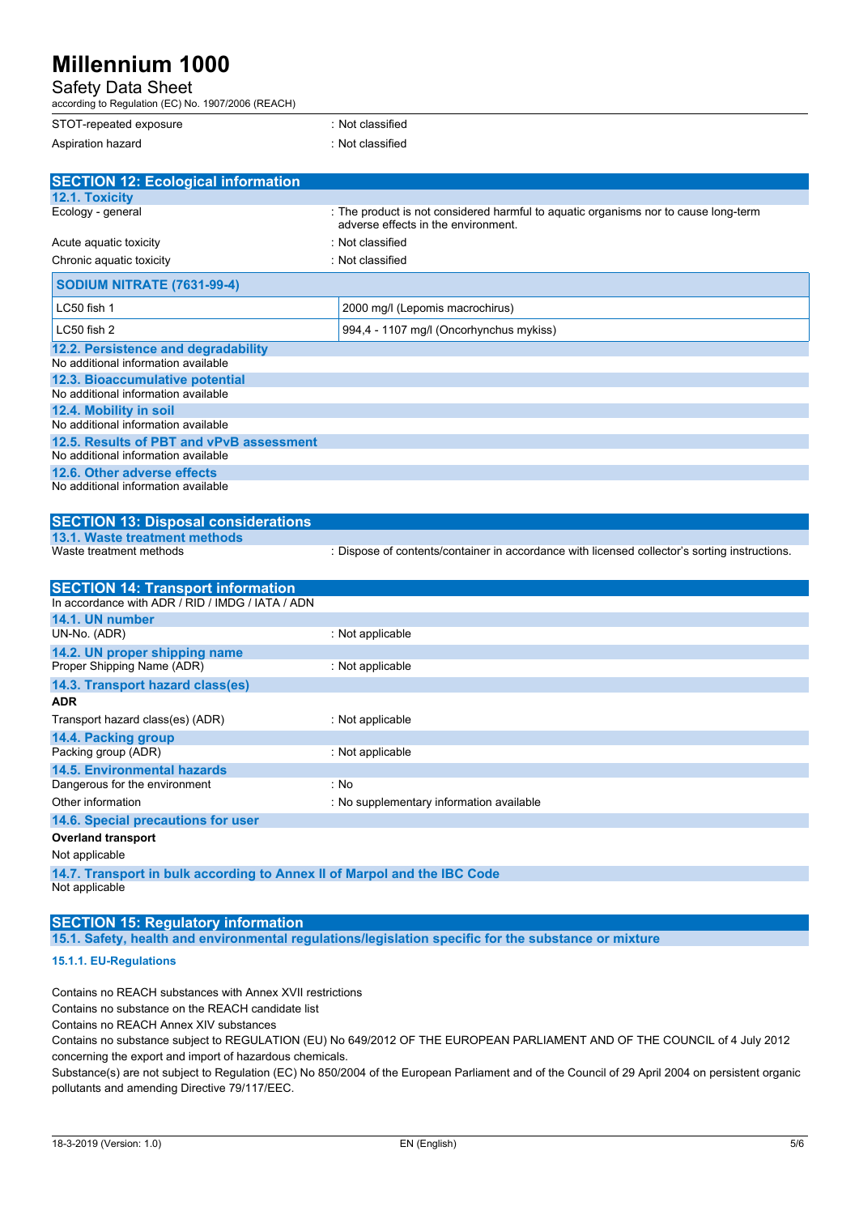| | |
|---|---|
| STOT-repeated exposure | : Not classified |
| Aspiration hazard | : Not classified |

## SECTION 12: Ecological information

### 12.1. Toxicity

| | |
|---|---|
| Ecology - general | : The product is not considered harmful to aquatic organisms nor to cause long-term adverse effects in the environment. |
| Acute aquatic toxicity | : Not classified |
| Chronic aquatic toxicity | : Not classified |

| SODIUM NITRATE (7631-99-4) | |
|---|---|
| LC50 fish 1 | 2000 mg/l (Lepomis macrochirus) |
| LC50 fish 2 | 994,4 - 1107 mg/l (Oncorhynchus mykiss) |

### 12.2. Persistence and degradability

No additional information available

### 12.3. Bioaccumulative potential

No additional information available

### 12.4. Mobility in soil

No additional information available

### 12.5. Results of PBT and vPvB assessment

No additional information available

### 12.6. Other adverse effects

No additional information available

## SECTION 13: Disposal considerations

### 13.1. Waste treatment methods

| | |
|---|---|
| Waste treatment methods | : Dispose of contents/container in accordance with licensed collector's sorting instructions. |

## SECTION 14: Transport information

In accordance with ADR / RID / IMDG / IATA / ADN

### 14.1. UN number

| | |
|---|---|
| UN-No. (ADR) | : Not applicable |

### 14.2. UN proper shipping name

| | |
|---|---|
| Proper Shipping Name (ADR) | : Not applicable |

### 14.3. Transport hazard class(es)

**ADR**

| | |
|---|---|
| Transport hazard class(es) (ADR) | : Not applicable |

### 14.4. Packing group

| | |
|---|---|
| Packing group (ADR) | : Not applicable |

### 14.5. Environmental hazards

| | |
|---|---|
| Dangerous for the environment | : No |
| Other information | : No supplementary information available |

### 14.6. Special precautions for user

**Overland transport**

Not applicable

### 14.7. Transport in bulk according to Annex II of Marpol and the IBC Code

Not applicable

## SECTION 15: Regulatory information

### 15.1. Safety, health and environmental regulations/legislation specific for the substance or mixture

#### 15.1.1. EU-Regulations

Contains no REACH substances with Annex XVII restrictions
Contains no substance on the REACH candidate list
Contains no REACH Annex XIV substances
Contains no substance subject to REGULATION (EU) No 649/2012 OF THE EUROPEAN PARLIAMENT AND OF THE COUNCIL of 4 July 2012 concerning the export and import of hazardous chemicals.
Substance(s) are not subject to Regulation (EC) No 850/2004 of the European Parliament and of the Council of 29 April 2004 on persistent organic pollutants and amending Directive 79/117/EEC.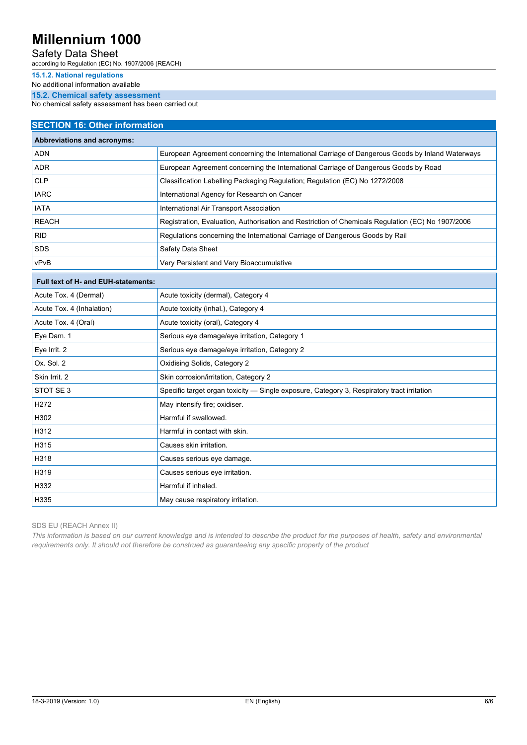#### 15.1.2. National regulations

No additional information available

### 15.2. Chemical safety assessment

No chemical safety assessment has been carried out

## SECTION 16: Other information

| Abbreviations and acronyms: | |
|---|---|
| ADN | European Agreement concerning the International Carriage of Dangerous Goods by Inland Waterways |
| ADR | European Agreement concerning the International Carriage of Dangerous Goods by Road |
| CLP | Classification Labelling Packaging Regulation; Regulation (EC) No 1272/2008 |
| IARC | International Agency for Research on Cancer |
| IATA | International Air Transport Association |
| REACH | Registration, Evaluation, Authorisation and Restriction of Chemicals Regulation (EC) No 1907/2006 |
| RID | Regulations concerning the International Carriage of Dangerous Goods by Rail |
| SDS | Safety Data Sheet |
| vPvB | Very Persistent and Very Bioaccumulative |

| Full text of H- and EUH-statements: | |
|---|---|
| Acute Tox. 4 (Dermal) | Acute toxicity (dermal), Category 4 |
| Acute Tox. 4 (Inhalation) | Acute toxicity (inhal.), Category 4 |
| Acute Tox. 4 (Oral) | Acute toxicity (oral), Category 4 |
| Eye Dam. 1 | Serious eye damage/eye irritation, Category 1 |
| Eye Irrit. 2 | Serious eye damage/eye irritation, Category 2 |
| Ox. Sol. 2 | Oxidising Solids, Category 2 |
| Skin Irrit. 2 | Skin corrosion/irritation, Category 2 |
| STOT SE 3 | Specific target organ toxicity — Single exposure, Category 3, Respiratory tract irritation |
| H272 | May intensify fire; oxidiser. |
| H302 | Harmful if swallowed. |
| H312 | Harmful in contact with skin. |
| H315 | Causes skin irritation. |
| H318 | Causes serious eye damage. |
| H319 | Causes serious eye irritation. |
| H332 | Harmful if inhaled. |
| H335 | May cause respiratory irritation. |

SDS EU (REACH Annex II)

*This information is based on our current knowledge and is intended to describe the product for the purposes of health, safety and environmental requirements only. It should not therefore be construed as guaranteeing any specific property of the product*